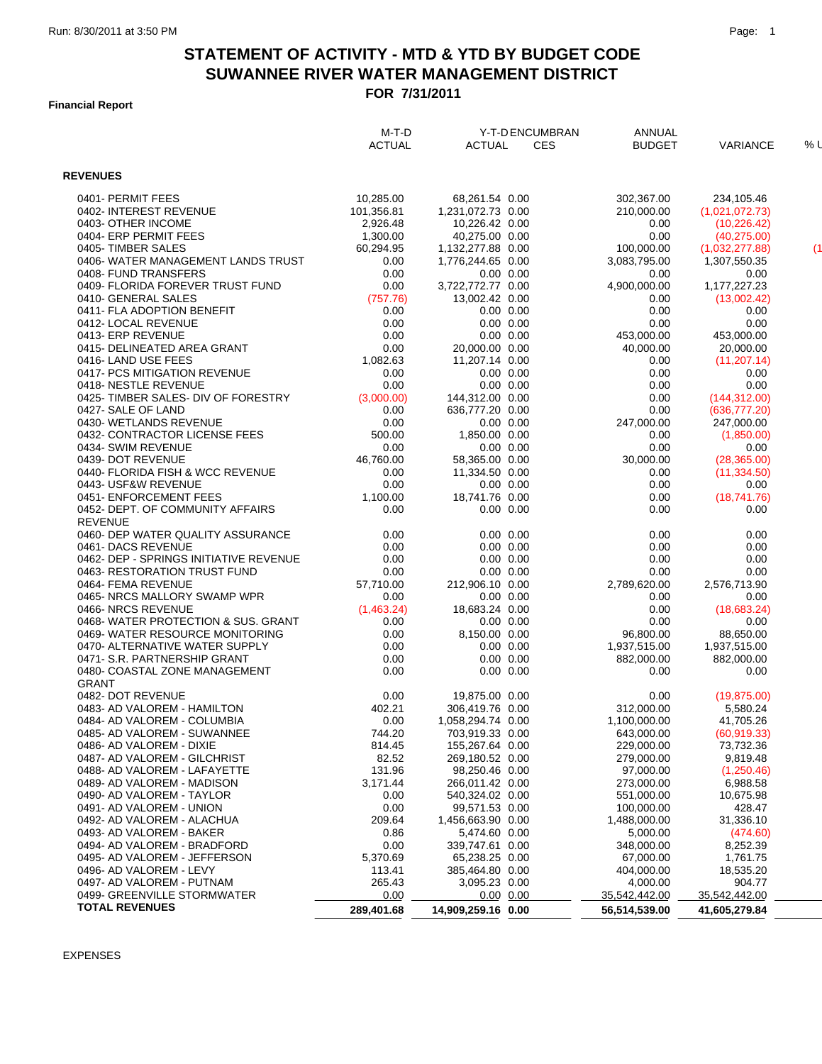# STATEMENT OF ACTIVITY - MTD & YTD BY BUDGET CODE
# SUWANNEE RIVER WATER MANAGEMENT DISTRICT
## FOR 7/31/2011

**Financial Report**

| | M-T-D ACTUAL | Y-T-D ACTUAL | ENCUMBRANCES | ANNUAL BUDGET | VARIANCE | % U |
|---|---|---|---|---|---|---|
| **REVENUES** | | | | | | |
| 0401- PERMIT FEES | 10,285.00 | 68,261.54 | 0.00 | 302,367.00 | 234,105.46 | |
| 0402- INTEREST REVENUE | 101,356.81 | 1,231,072.73 | 0.00 | 210,000.00 | (1,021,072.73) | |
| 0403- OTHER INCOME | 2,926.48 | 10,226.42 | 0.00 | 0.00 | (10,226.42) | |
| 0404- ERP PERMIT FEES | 1,300.00 | 40,275.00 | 0.00 | 0.00 | (40,275.00) | |
| 0405- TIMBER SALES | 60,294.95 | 1,132,277.88 | 0.00 | 100,000.00 | (1,032,277.88) | (1 |
| 0406- WATER MANAGEMENT LANDS TRUST | 0.00 | 1,776,244.65 | 0.00 | 3,083,795.00 | 1,307,550.35 | |
| 0408- FUND TRANSFERS | 0.00 | 0.00 | 0.00 | 0.00 | 0.00 | |
| 0409- FLORIDA FOREVER TRUST FUND | 0.00 | 3,722,772.77 | 0.00 | 4,900,000.00 | 1,177,227.23 | |
| 0410- GENERAL SALES | (757.76) | 13,002.42 | 0.00 | 0.00 | (13,002.42) | |
| 0411- FLA ADOPTION BENEFIT | 0.00 | 0.00 | 0.00 | 0.00 | 0.00 | |
| 0412- LOCAL REVENUE | 0.00 | 0.00 | 0.00 | 0.00 | 0.00 | |
| 0413- ERP REVENUE | 0.00 | 0.00 | 0.00 | 453,000.00 | 453,000.00 | |
| 0415- DELINEATED AREA GRANT | 0.00 | 20,000.00 | 0.00 | 40,000.00 | 20,000.00 | |
| 0416- LAND USE FEES | 1,082.63 | 11,207.14 | 0.00 | 0.00 | (11,207.14) | |
| 0417- PCS MITIGATION REVENUE | 0.00 | 0.00 | 0.00 | 0.00 | 0.00 | |
| 0418- NESTLE REVENUE | 0.00 | 0.00 | 0.00 | 0.00 | 0.00 | |
| 0425- TIMBER SALES- DIV OF FORESTRY | (3,000.00) | 144,312.00 | 0.00 | 0.00 | (144,312.00) | |
| 0427- SALE OF LAND | 0.00 | 636,777.20 | 0.00 | 0.00 | (636,777.20) | |
| 0430- WETLANDS REVENUE | 0.00 | 0.00 | 0.00 | 247,000.00 | 247,000.00 | |
| 0432- CONTRACTOR LICENSE FEES | 500.00 | 1,850.00 | 0.00 | 0.00 | (1,850.00) | |
| 0434- SWIM REVENUE | 0.00 | 0.00 | 0.00 | 0.00 | 0.00 | |
| 0439- DOT REVENUE | 46,760.00 | 58,365.00 | 0.00 | 30,000.00 | (28,365.00) | |
| 0440- FLORIDA FISH & WCC REVENUE | 0.00 | 11,334.50 | 0.00 | 0.00 | (11,334.50) | |
| 0443- USF&W REVENUE | 0.00 | 0.00 | 0.00 | 0.00 | 0.00 | |
| 0451- ENFORCEMENT FEES | 1,100.00 | 18,741.76 | 0.00 | 0.00 | (18,741.76) | |
| 0452- DEPT. OF COMMUNITY AFFAIRS REVENUE | 0.00 | 0.00 | 0.00 | 0.00 | 0.00 | |
| 0460- DEP WATER QUALITY ASSURANCE | 0.00 | 0.00 | 0.00 | 0.00 | 0.00 | |
| 0461- DACS REVENUE | 0.00 | 0.00 | 0.00 | 0.00 | 0.00 | |
| 0462- DEP - SPRINGS INITIATIVE REVENUE | 0.00 | 0.00 | 0.00 | 0.00 | 0.00 | |
| 0463- RESTORATION TRUST FUND | 0.00 | 0.00 | 0.00 | 0.00 | 0.00 | |
| 0464- FEMA REVENUE | 57,710.00 | 212,906.10 | 0.00 | 2,789,620.00 | 2,576,713.90 | |
| 0465- NRCS MALLORY SWAMP WPR | 0.00 | 0.00 | 0.00 | 0.00 | 0.00 | |
| 0466- NRCS REVENUE | (1,463.24) | 18,683.24 | 0.00 | 0.00 | (18,683.24) | |
| 0468- WATER PROTECTION & SUS. GRANT | 0.00 | 0.00 | 0.00 | 0.00 | 0.00 | |
| 0469- WATER RESOURCE MONITORING | 0.00 | 8,150.00 | 0.00 | 96,800.00 | 88,650.00 | |
| 0470- ALTERNATIVE WATER SUPPLY | 0.00 | 0.00 | 0.00 | 1,937,515.00 | 1,937,515.00 | |
| 0471- S.R. PARTNERSHIP GRANT | 0.00 | 0.00 | 0.00 | 882,000.00 | 882,000.00 | |
| 0480- COASTAL ZONE MANAGEMENT GRANT | 0.00 | 0.00 | 0.00 | 0.00 | 0.00 | |
| 0482- DOT REVENUE | 0.00 | 19,875.00 | 0.00 | 0.00 | (19,875.00) | |
| 0483- AD VALOREM - HAMILTON | 402.21 | 306,419.76 | 0.00 | 312,000.00 | 5,580.24 | |
| 0484- AD VALOREM - COLUMBIA | 0.00 | 1,058,294.74 | 0.00 | 1,100,000.00 | 41,705.26 | |
| 0485- AD VALOREM - SUWANNEE | 744.20 | 703,919.33 | 0.00 | 643,000.00 | (60,919.33) | |
| 0486- AD VALOREM - DIXIE | 814.45 | 155,267.64 | 0.00 | 229,000.00 | 73,732.36 | |
| 0487- AD VALOREM - GILCHRIST | 82.52 | 269,180.52 | 0.00 | 279,000.00 | 9,819.48 | |
| 0488- AD VALOREM - LAFAYETTE | 131.96 | 98,250.46 | 0.00 | 97,000.00 | (1,250.46) | |
| 0489- AD VALOREM - MADISON | 3,171.44 | 266,011.42 | 0.00 | 273,000.00 | 6,988.58 | |
| 0490- AD VALOREM - TAYLOR | 0.00 | 540,324.02 | 0.00 | 551,000.00 | 10,675.98 | |
| 0491- AD VALOREM - UNION | 0.00 | 99,571.53 | 0.00 | 100,000.00 | 428.47 | |
| 0492- AD VALOREM - ALACHUA | 209.64 | 1,456,663.90 | 0.00 | 1,488,000.00 | 31,336.10 | |
| 0493- AD VALOREM - BAKER | 0.86 | 5,474.60 | 0.00 | 5,000.00 | (474.60) | |
| 0494- AD VALOREM - BRADFORD | 0.00 | 339,747.61 | 0.00 | 348,000.00 | 8,252.39 | |
| 0495- AD VALOREM - JEFFERSON | 5,370.69 | 65,238.25 | 0.00 | 67,000.00 | 1,761.75 | |
| 0496- AD VALOREM - LEVY | 113.41 | 385,464.80 | 0.00 | 404,000.00 | 18,535.20 | |
| 0497- AD VALOREM - PUTNAM | 265.43 | 3,095.23 | 0.00 | 4,000.00 | 904.77 | |
| 0499- GREENVILLE STORMWATER | 0.00 | 0.00 | 0.00 | 35,542,442.00 | 35,542,442.00 | |
| **TOTAL REVENUES** | **289,401.68** | **14,909,259.16** | **0.00** | **56,514,539.00** | **41,605,279.84** | |

EXPENSES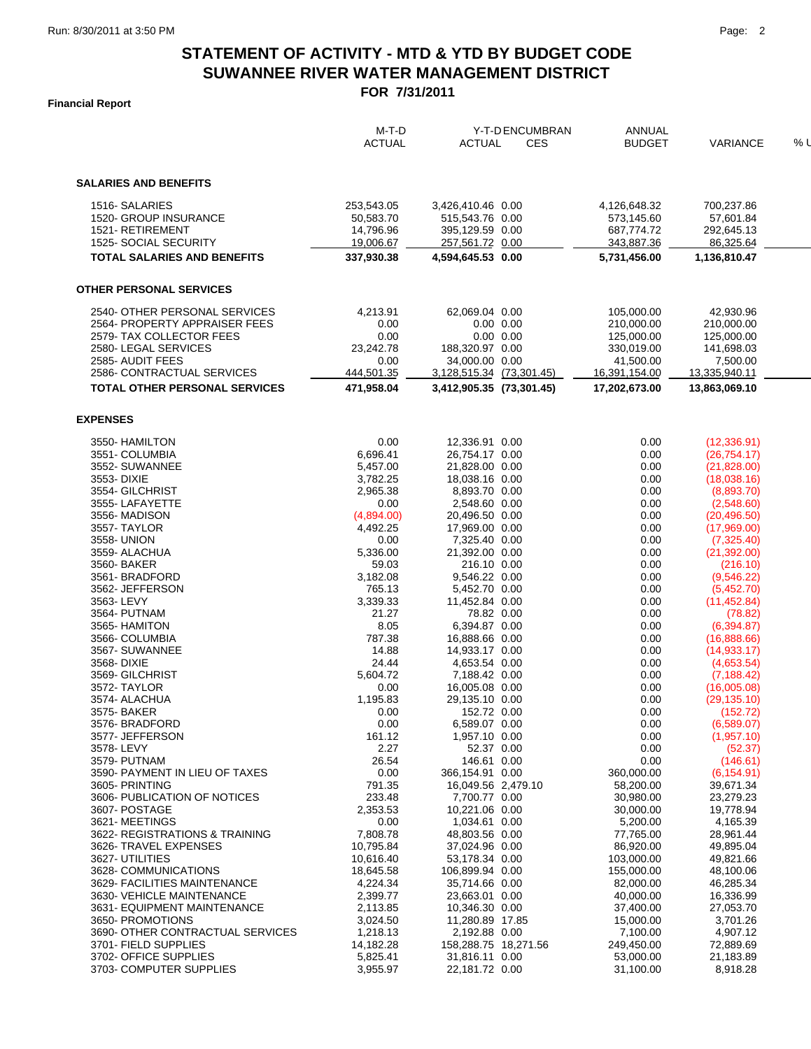# STATEMENT OF ACTIVITY - MTD & YTD BY BUDGET CODE

# SUWANNEE RIVER WATER MANAGEMENT DISTRICT

## FOR 7/31/2011

**Financial Report**

| | M-T-D ACTUAL | Y-T-D ACTUAL | ENCUMBRANCES | ANNUAL BUDGET | VARIANCE | % U |
|---|---|---|---|---|---|---|
| **SALARIES AND BENEFITS** | | | | | | |
| 1516- SALARIES | 253,543.05 | 3,426,410.46 | 0.00 | 4,126,648.32 | 700,237.86 | |
| 1520- GROUP INSURANCE | 50,583.70 | 515,543.76 | 0.00 | 573,145.60 | 57,601.84 | |
| 1521- RETIREMENT | 14,796.96 | 395,129.59 | 0.00 | 687,774.72 | 292,645.13 | |
| 1525- SOCIAL SECURITY | 19,006.67 | 257,561.72 | 0.00 | 343,887.36 | 86,325.64 | |
| **TOTAL SALARIES AND BENEFITS** | **337,930.38** | **4,594,645.53** | **0.00** | **5,731,456.00** | **1,136,810.47** | |
| **OTHER PERSONAL SERVICES** | | | | | | |
| 2540- OTHER PERSONAL SERVICES | 4,213.91 | 62,069.04 | 0.00 | 105,000.00 | 42,930.96 | |
| 2564- PROPERTY APPRAISER FEES | 0.00 | 0.00 | 0.00 | 210,000.00 | 210,000.00 | |
| 2579- TAX COLLECTOR FEES | 0.00 | 0.00 | 0.00 | 125,000.00 | 125,000.00 | |
| 2580- LEGAL SERVICES | 23,242.78 | 188,320.97 | 0.00 | 330,019.00 | 141,698.03 | |
| 2585- AUDIT FEES | 0.00 | 34,000.00 | 0.00 | 41,500.00 | 7,500.00 | |
| 2586- CONTRACTUAL SERVICES | 444,501.35 | 3,128,515.34 | (73,301.45) | 16,391,154.00 | 13,335,940.11 | |
| **TOTAL OTHER PERSONAL SERVICES** | **471,958.04** | **3,412,905.35** | **(73,301.45)** | **17,202,673.00** | **13,863,069.10** | |
| **EXPENSES** | | | | | | |
| 3550- HAMILTON | 0.00 | 12,336.91 | 0.00 | 0.00 | (12,336.91) | |
| 3551- COLUMBIA | 6,696.41 | 26,754.17 | 0.00 | 0.00 | (26,754.17) | |
| 3552- SUWANNEE | 5,457.00 | 21,828.00 | 0.00 | 0.00 | (21,828.00) | |
| 3553- DIXIE | 3,782.25 | 18,038.16 | 0.00 | 0.00 | (18,038.16) | |
| 3554- GILCHRIST | 2,965.38 | 8,893.70 | 0.00 | 0.00 | (8,893.70) | |
| 3555- LAFAYETTE | 0.00 | 2,548.60 | 0.00 | 0.00 | (2,548.60) | |
| 3556- MADISON | (4,894.00) | 20,496.50 | 0.00 | 0.00 | (20,496.50) | |
| 3557- TAYLOR | 4,492.25 | 17,969.00 | 0.00 | 0.00 | (17,969.00) | |
| 3558- UNION | 0.00 | 7,325.40 | 0.00 | 0.00 | (7,325.40) | |
| 3559- ALACHUA | 5,336.00 | 21,392.00 | 0.00 | 0.00 | (21,392.00) | |
| 3560- BAKER | 59.03 | 216.10 | 0.00 | 0.00 | (216.10) | |
| 3561- BRADFORD | 3,182.08 | 9,546.22 | 0.00 | 0.00 | (9,546.22) | |
| 3562- JEFFERSON | 765.13 | 5,452.70 | 0.00 | 0.00 | (5,452.70) | |
| 3563- LEVY | 3,339.33 | 11,452.84 | 0.00 | 0.00 | (11,452.84) | |
| 3564- PUTNAM | 21.27 | 78.82 | 0.00 | 0.00 | (78.82) | |
| 3565- HAMITON | 8.05 | 6,394.87 | 0.00 | 0.00 | (6,394.87) | |
| 3566- COLUMBIA | 787.38 | 16,888.66 | 0.00 | 0.00 | (16,888.66) | |
| 3567- SUWANNEE | 14.88 | 14,933.17 | 0.00 | 0.00 | (14,933.17) | |
| 3568- DIXIE | 24.44 | 4,653.54 | 0.00 | 0.00 | (4,653.54) | |
| 3569- GILCHRIST | 5,604.72 | 7,188.42 | 0.00 | 0.00 | (7,188.42) | |
| 3572- TAYLOR | 0.00 | 16,005.08 | 0.00 | 0.00 | (16,005.08) | |
| 3574- ALACHUA | 1,195.83 | 29,135.10 | 0.00 | 0.00 | (29,135.10) | |
| 3575- BAKER | 0.00 | 152.72 | 0.00 | 0.00 | (152.72) | |
| 3576- BRADFORD | 0.00 | 6,589.07 | 0.00 | 0.00 | (6,589.07) | |
| 3577- JEFFERSON | 161.12 | 1,957.10 | 0.00 | 0.00 | (1,957.10) | |
| 3578- LEVY | 2.27 | 52.37 | 0.00 | 0.00 | (52.37) | |
| 3579- PUTNAM | 26.54 | 146.61 | 0.00 | 0.00 | (146.61) | |
| 3590- PAYMENT IN LIEU OF TAXES | 0.00 | 366,154.91 | 0.00 | 360,000.00 | (6,154.91) | |
| 3605- PRINTING | 791.35 | 16,049.56 | 2,479.10 | 58,200.00 | 39,671.34 | |
| 3606- PUBLICATION OF NOTICES | 233.48 | 7,700.77 | 0.00 | 30,980.00 | 23,279.23 | |
| 3607- POSTAGE | 2,353.53 | 10,221.06 | 0.00 | 30,000.00 | 19,778.94 | |
| 3621- MEETINGS | 0.00 | 1,034.61 | 0.00 | 5,200.00 | 4,165.39 | |
| 3622- REGISTRATIONS & TRAINING | 7,808.78 | 48,803.56 | 0.00 | 77,765.00 | 28,961.44 | |
| 3626- TRAVEL EXPENSES | 10,795.84 | 37,024.96 | 0.00 | 86,920.00 | 49,895.04 | |
| 3627- UTILITIES | 10,616.40 | 53,178.34 | 0.00 | 103,000.00 | 49,821.66 | |
| 3628- COMMUNICATIONS | 18,645.58 | 106,899.94 | 0.00 | 155,000.00 | 48,100.06 | |
| 3629- FACILITIES MAINTENANCE | 4,224.34 | 35,714.66 | 0.00 | 82,000.00 | 46,285.34 | |
| 3630- VEHICLE MAINTENANCE | 2,399.77 | 23,663.01 | 0.00 | 40,000.00 | 16,336.99 | |
| 3631- EQUIPMENT MAINTENANCE | 2,113.85 | 10,346.30 | 0.00 | 37,400.00 | 27,053.70 | |
| 3650- PROMOTIONS | 3,024.50 | 11,280.89 | 17.85 | 15,000.00 | 3,701.26 | |
| 3690- OTHER CONTRACTUAL SERVICES | 1,218.13 | 2,192.88 | 0.00 | 7,100.00 | 4,907.12 | |
| 3701- FIELD SUPPLIES | 14,182.28 | 158,288.75 | 18,271.56 | 249,450.00 | 72,889.69 | |
| 3702- OFFICE SUPPLIES | 5,825.41 | 31,816.11 | 0.00 | 53,000.00 | 21,183.89 | |
| 3703- COMPUTER SUPPLIES | 3,955.97 | 22,181.72 | 0.00 | 31,100.00 | 8,918.28 | |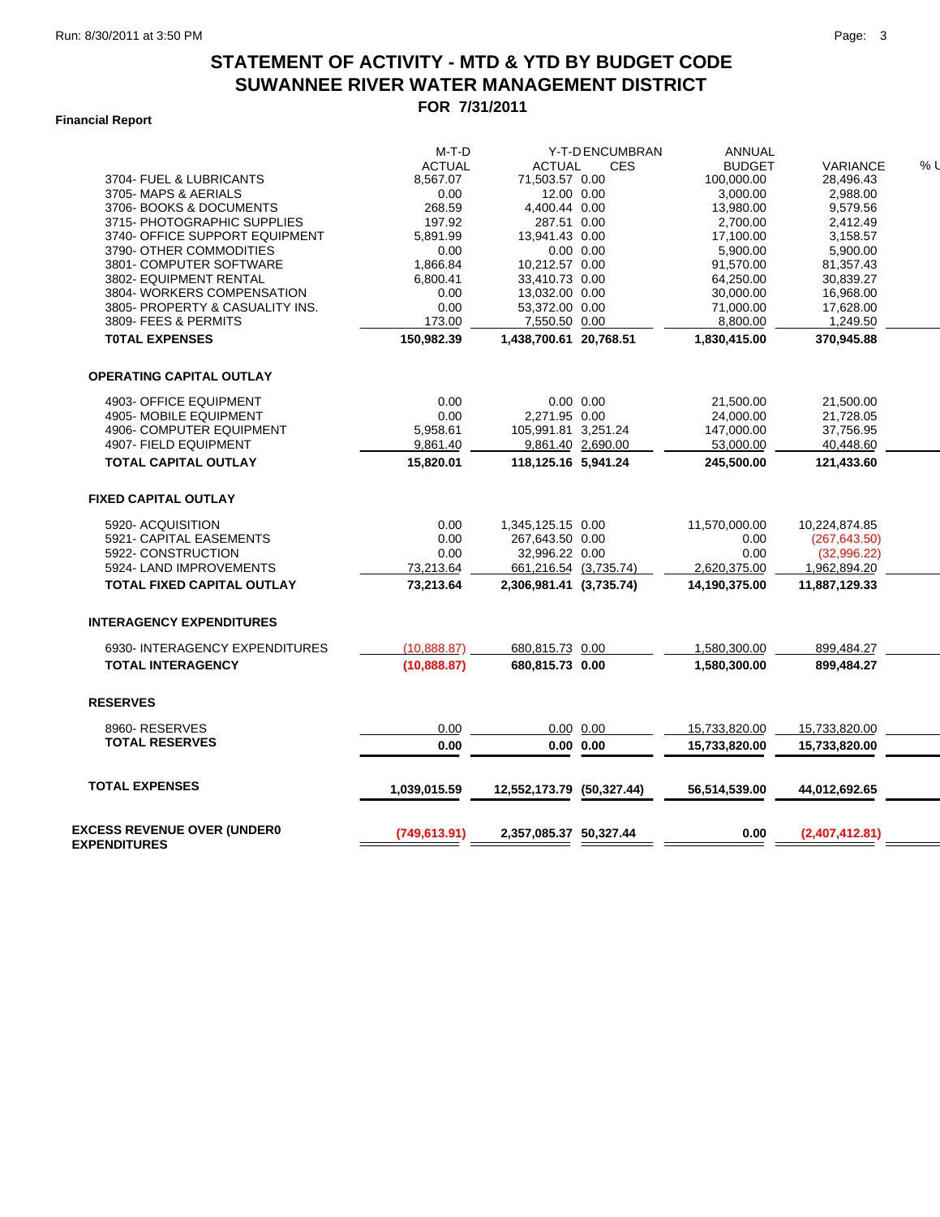# STATEMENT OF ACTIVITY - MTD & YTD BY BUDGET CODE
# SUWANNEE RIVER WATER MANAGEMENT DISTRICT
## FOR 7/31/2011

**Financial Report**

| | M-T-D ACTUAL | Y-T-D ACTUAL | ENCUMBRANCES | ANNUAL BUDGET | VARIANCE | % U |
|---|---|---|---|---|---|---|
| 3704- FUEL & LUBRICANTS | 8,567.07 | 71,503.57 | 0.00 | 100,000.00 | 28,496.43 | |
| 3705- MAPS & AERIALS | 0.00 | 12.00 | 0.00 | 3,000.00 | 2,988.00 | |
| 3706- BOOKS & DOCUMENTS | 268.59 | 4,400.44 | 0.00 | 13,980.00 | 9,579.56 | |
| 3715- PHOTOGRAPHIC SUPPLIES | 197.92 | 287.51 | 0.00 | 2,700.00 | 2,412.49 | |
| 3740- OFFICE SUPPORT EQUIPMENT | 5,891.99 | 13,941.43 | 0.00 | 17,100.00 | 3,158.57 | |
| 3790- OTHER COMMODITIES | 0.00 | 0.00 | 0.00 | 5,900.00 | 5,900.00 | |
| 3801- COMPUTER SOFTWARE | 1,866.84 | 10,212.57 | 0.00 | 91,570.00 | 81,357.43 | |
| 3802- EQUIPMENT RENTAL | 6,800.41 | 33,410.73 | 0.00 | 64,250.00 | 30,839.27 | |
| 3804- WORKERS COMPENSATION | 0.00 | 13,032.00 | 0.00 | 30,000.00 | 16,968.00 | |
| 3805- PROPERTY & CASUALITY INS. | 0.00 | 53,372.00 | 0.00 | 71,000.00 | 17,628.00 | |
| 3809- FEES & PERMITS | 173.00 | 7,550.50 | 0.00 | 8,800.00 | 1,249.50 | |
| **T0TAL EXPENSES** | **150,982.39** | **1,438,700.61** | **20,768.51** | **1,830,415.00** | **370,945.88** | |
| **OPERATING CAPITAL OUTLAY** | | | | | | |
| 4903- OFFICE EQUIPMENT | 0.00 | 0.00 | 0.00 | 21,500.00 | 21,500.00 | |
| 4905- MOBILE EQUIPMENT | 0.00 | 2,271.95 | 0.00 | 24,000.00 | 21,728.05 | |
| 4906- COMPUTER EQUIPMENT | 5,958.61 | 105,991.81 | 3,251.24 | 147,000.00 | 37,756.95 | |
| 4907- FIELD EQUIPMENT | 9,861.40 | 9,861.40 | 2,690.00 | 53,000.00 | 40,448.60 | |
| **TOTAL CAPITAL OUTLAY** | **15,820.01** | **118,125.16** | **5,941.24** | **245,500.00** | **121,433.60** | |
| **FIXED CAPITAL OUTLAY** | | | | | | |
| 5920- ACQUISITION | 0.00 | 1,345,125.15 | 0.00 | 11,570,000.00 | 10,224,874.85 | |
| 5921- CAPITAL EASEMENTS | 0.00 | 267,643.50 | 0.00 | 0.00 | (267,643.50) | |
| 5922- CONSTRUCTION | 0.00 | 32,996.22 | 0.00 | 0.00 | (32,996.22) | |
| 5924- LAND IMPROVEMENTS | 73,213.64 | 661,216.54 | (3,735.74) | 2,620,375.00 | 1,962,894.20 | |
| **TOTAL FIXED CAPITAL OUTLAY** | **73,213.64** | **2,306,981.41** | **(3,735.74)** | **14,190,375.00** | **11,887,129.33** | |
| **INTERAGENCY EXPENDITURES** | | | | | | |
| 6930- INTERAGENCY EXPENDITURES | (10,888.87) | 680,815.73 | 0.00 | 1,580,300.00 | 899,484.27 | |
| **TOTAL INTERAGENCY** | **(10,888.87)** | **680,815.73** | **0.00** | **1,580,300.00** | **899,484.27** | |
| **RESERVES** | | | | | | |
| 8960- RESERVES | 0.00 | 0.00 | 0.00 | 15,733,820.00 | 15,733,820.00 | |
| **TOTAL RESERVES** | **0.00** | **0.00** | **0.00** | **15,733,820.00** | **15,733,820.00** | |
| **TOTAL EXPENSES** | **1,039,015.59** | **12,552,173.79** | **(50,327.44)** | **56,514,539.00** | **44,012,692.65** | |
| **EXCESS REVENUE OVER (UNDER0 EXPENDITURES** | **(749,613.91)** | **2,357,085.37** | **50,327.44** | **0.00** | **(2,407,412.81)** | |